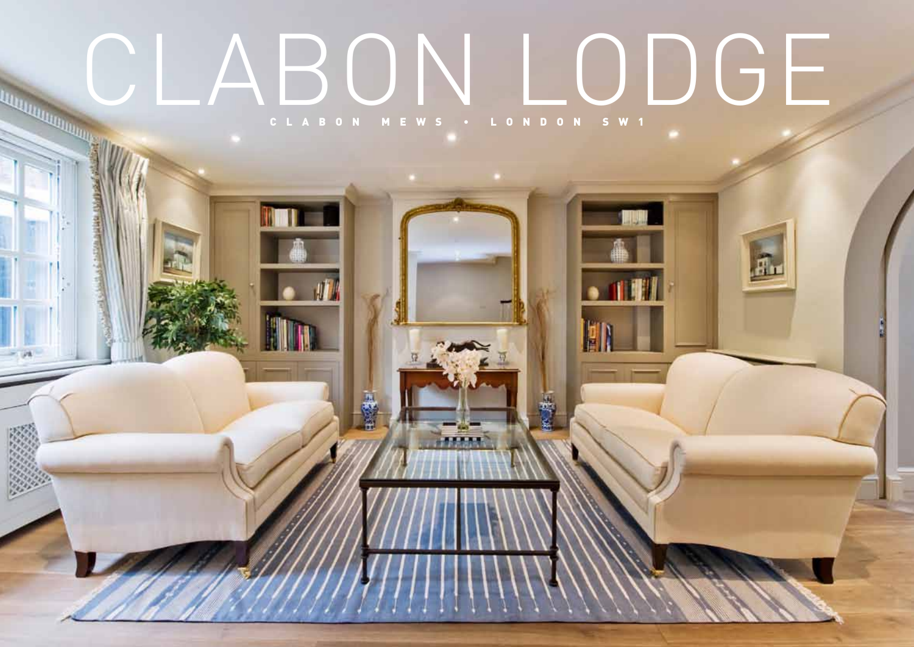# CLABON LODGE

CLABON MEWS • LONDON SW1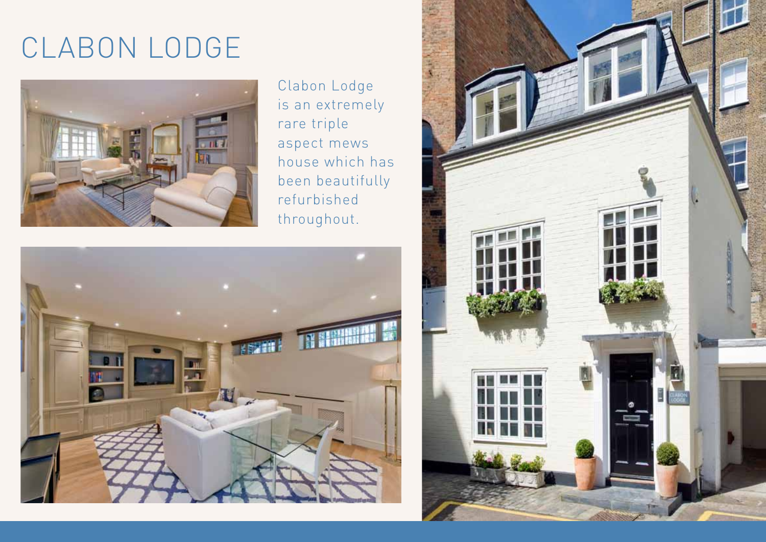# CLABON LODGE

Clabon Lodge is an extremely rare triple aspect mews house which has been beautifully refurbished throughout.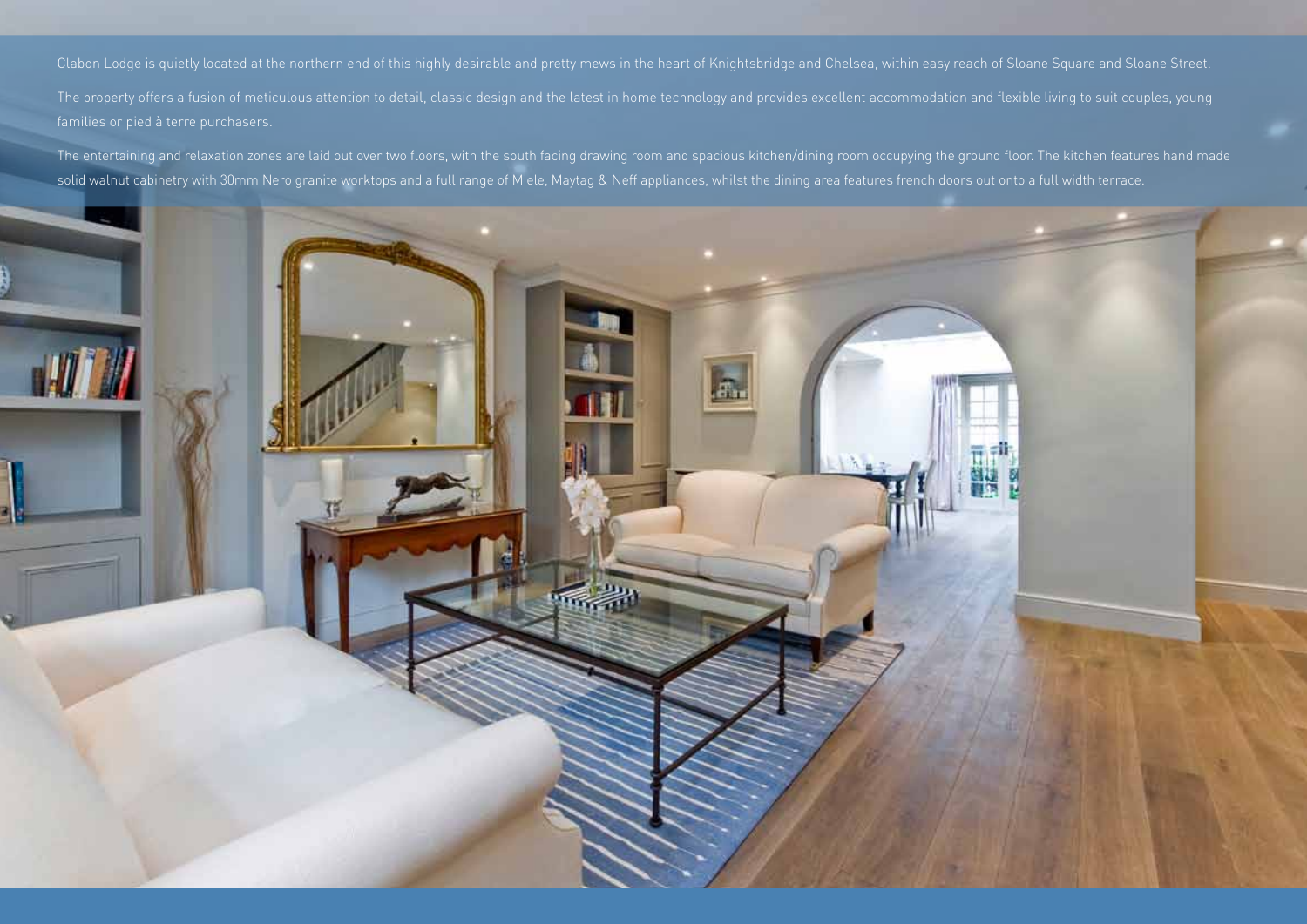Clabon Lodge is quietly located at the northern end of this highly desirable and pretty mews in the heart of Knightsbridge and Chelsea, within easy reach of Sloane Square and Sloane Street.

The property offers a fusion of meticulous attention to detail, classic design and the latest in home technology and provides excellent accommodation and flexible living to suit couples, young families or pied à terre purchasers.

The entertaining and relaxation zones are laid out over two floors, with the south facing drawing room and spacious kitchen/dining room occupying the ground floor. The kitchen features hand made solid walnut cabinetry with 30mm Nero granite worktops and a full range of Miele, Maytag & Neff appliances, whilst the dining area features french doors out onto a full width terrace.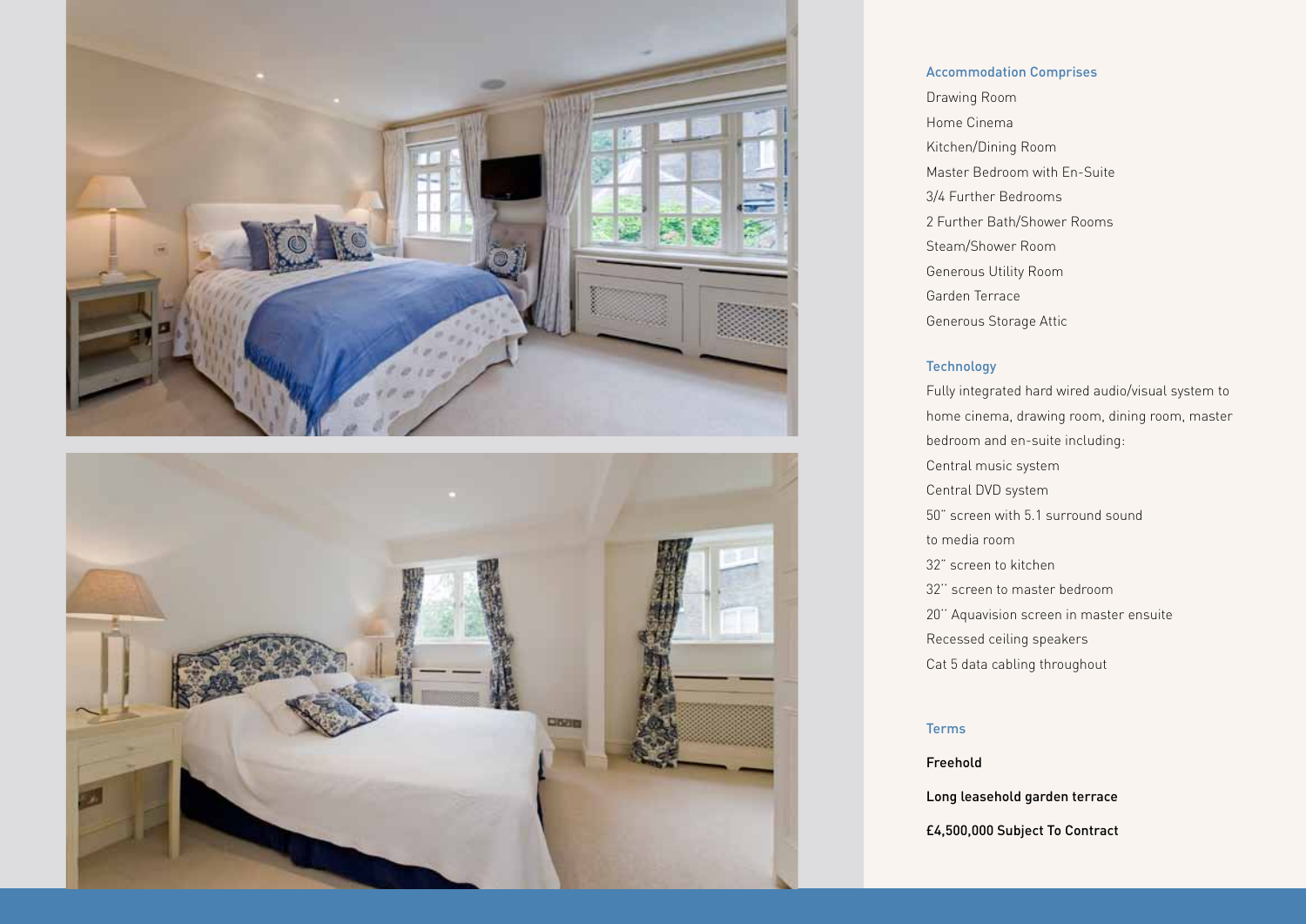## Accommodation Comprises

Drawing Room

Home Cinema

Kitchen/Dining Room

Master Bedroom with En-Suite

3/4 Further Bedrooms

2 Further Bath/Shower Rooms

Steam/Shower Room

Generous Utility Room

Garden Terrace

Generous Storage Attic

## Technology

Fully integrated hard wired audio/visual system to home cinema, drawing room, dining room, master bedroom and en-suite including:

Central music system

Central DVD system

50" screen with 5.1 surround sound to media room

32" screen to kitchen

32" screen to master bedroom

20" Aquavision screen in master ensuite

Recessed ceiling speakers

Cat 5 data cabling throughout

## Terms

Freehold

Long leasehold garden terrace

£4,500,000 Subject To Contract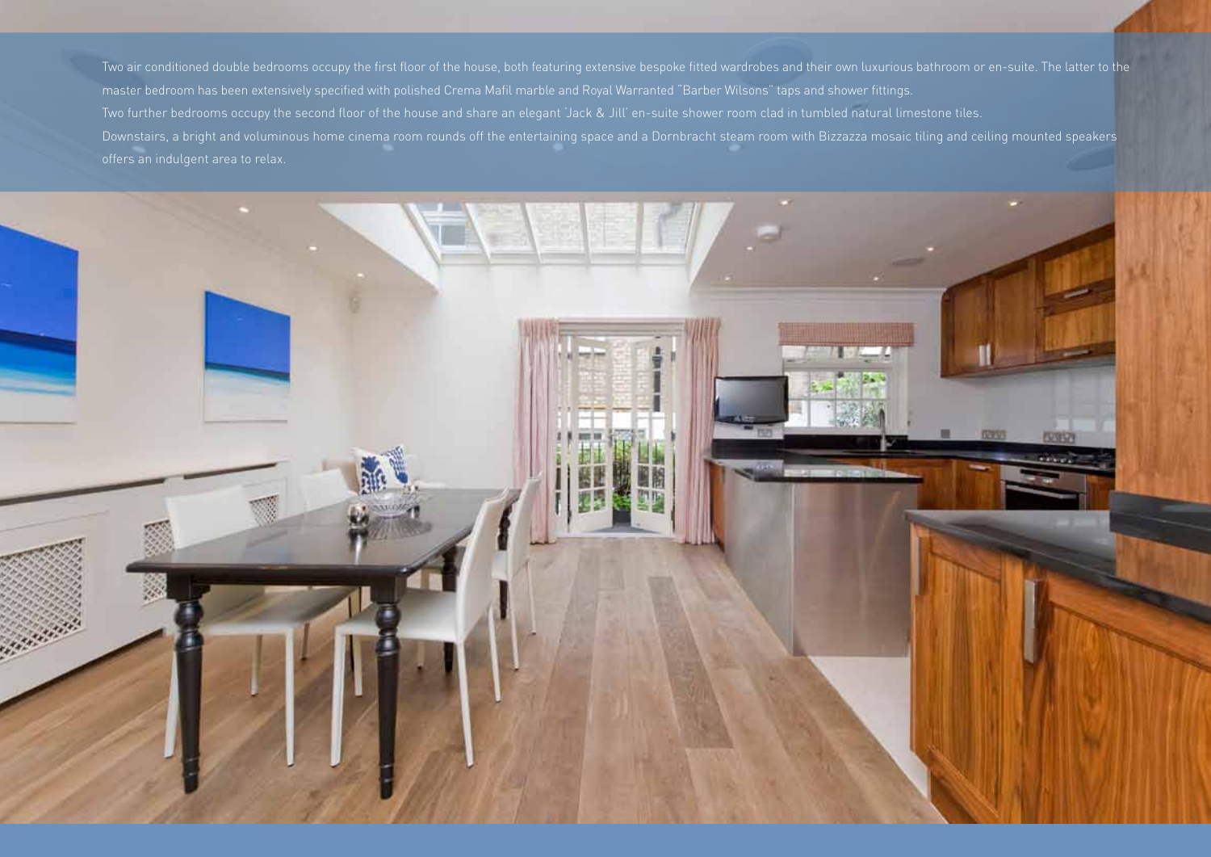Two air conditioned double bedrooms occupy the first floor of the house, both featuring extensive bespoke fitted wardrobes and their own luxurious bathroom or en-suite. The latter to the master bedroom has been extensively specified with polished Crema Mafil marble and Royal Warranted "Barber Wilsons" taps and shower fittings.

Two further bedrooms occupy the second floor of the house and share an elegant 'Jack & Jill' en-suite shower room clad in tumbled natural limestone tiles.

Downstairs, a bright and voluminous home cinema room rounds off the entertaining space and a Dornbracht steam room with Bizzazza mosaic tiling and ceiling mounted speakers offers an indulgent area to relax.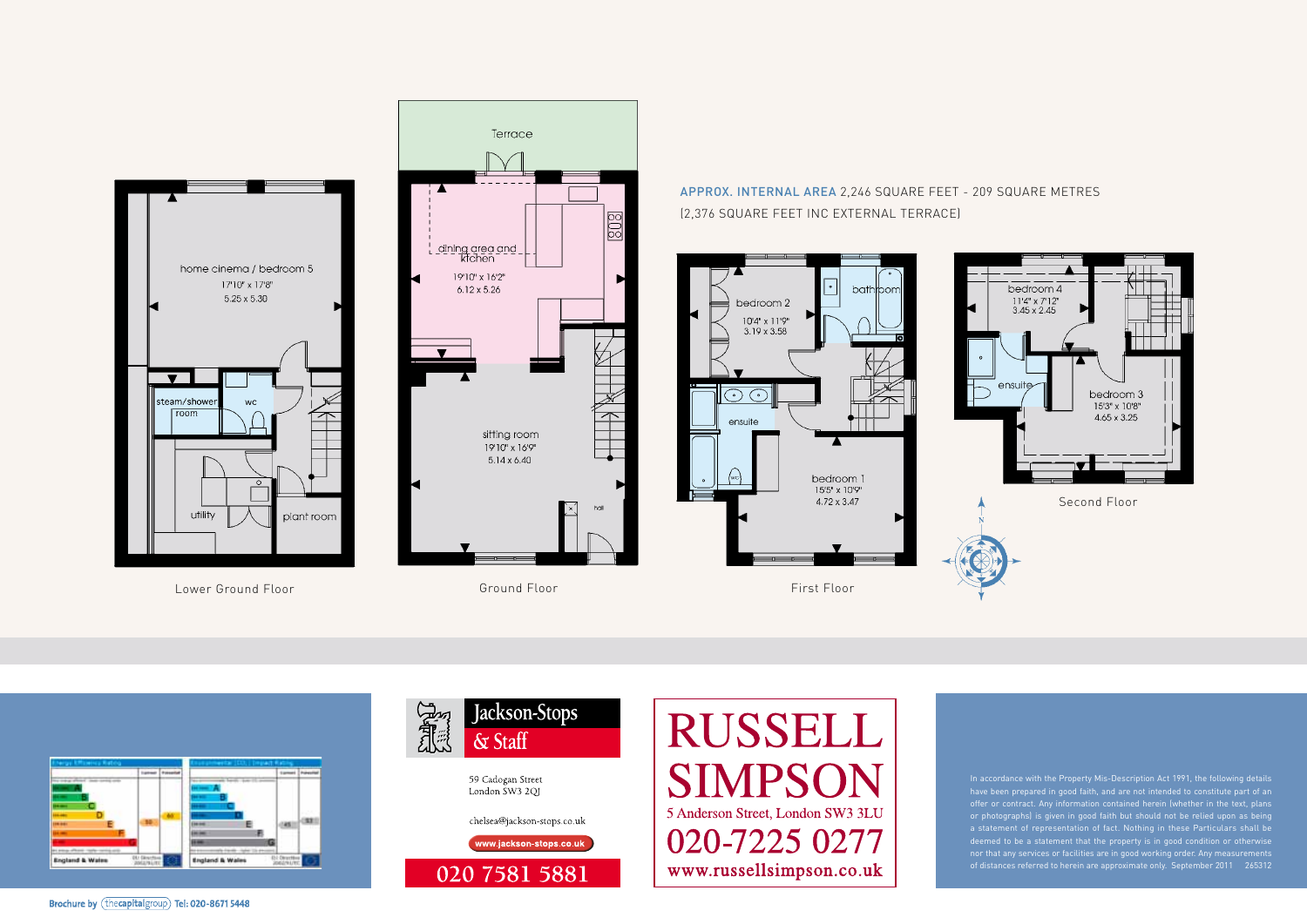APPROX. INTERNAL AREA 2,246 SQUARE FEET - 209 SQUARE METRES
(2,376 SQUARE FEET INC EXTERNAL TERRACE)

**Lower Ground Floor**

home cinema / bedroom 5
17'10" x 17'8"
5.25 x 5.30

steam/shower room

wc

utility

plant room

**Ground Floor**

Terrace

dining area and kitchen
19'10" x 16'2"
6.12 x 5.26

sitting room
19'10" x 16'9"
5.14 x 6.40

hall

**First Floor**

bedroom 2
10'4" x 11'9"
3.19 x 3.58

bathroom

ensuite

bedroom 1
15'5" x 10'9"
4.72 x 3.47

**Second Floor**

bedroom 4
11'4" x 7'12"
3.45 x 2.45

ensuite

bedroom 3
15'3" x 10'8"
4.65 x 3.25

Jackson-Stops & Staff
59 Cadogan Street
London SW3 2QJ

chelsea@jackson-stops.co.uk

www.jackson-stops.co.uk

020 7581 5881

RUSSELL SIMPSON
5 Anderson Street, London SW3 3LU
020-7225 0277
www.russellsimpson.co.uk

In accordance with the Property Mis-Description Act 1991, the following details have been prepared in good faith, and are not intended to constitute part of an offer or contract. Any information contained herein (whether in the text, plans or photographs) is given in good faith but should not be relied upon as being a statement of representation of fact. Nothing in these Particulars shall be deemed to be a statement that the property is in good condition or otherwise nor that any services or facilities are in good working order. Any measurements of distances referred to herein are approximate only. September 2011 265312

Brochure by thecapitalgroup Tel: 020-8671 5448